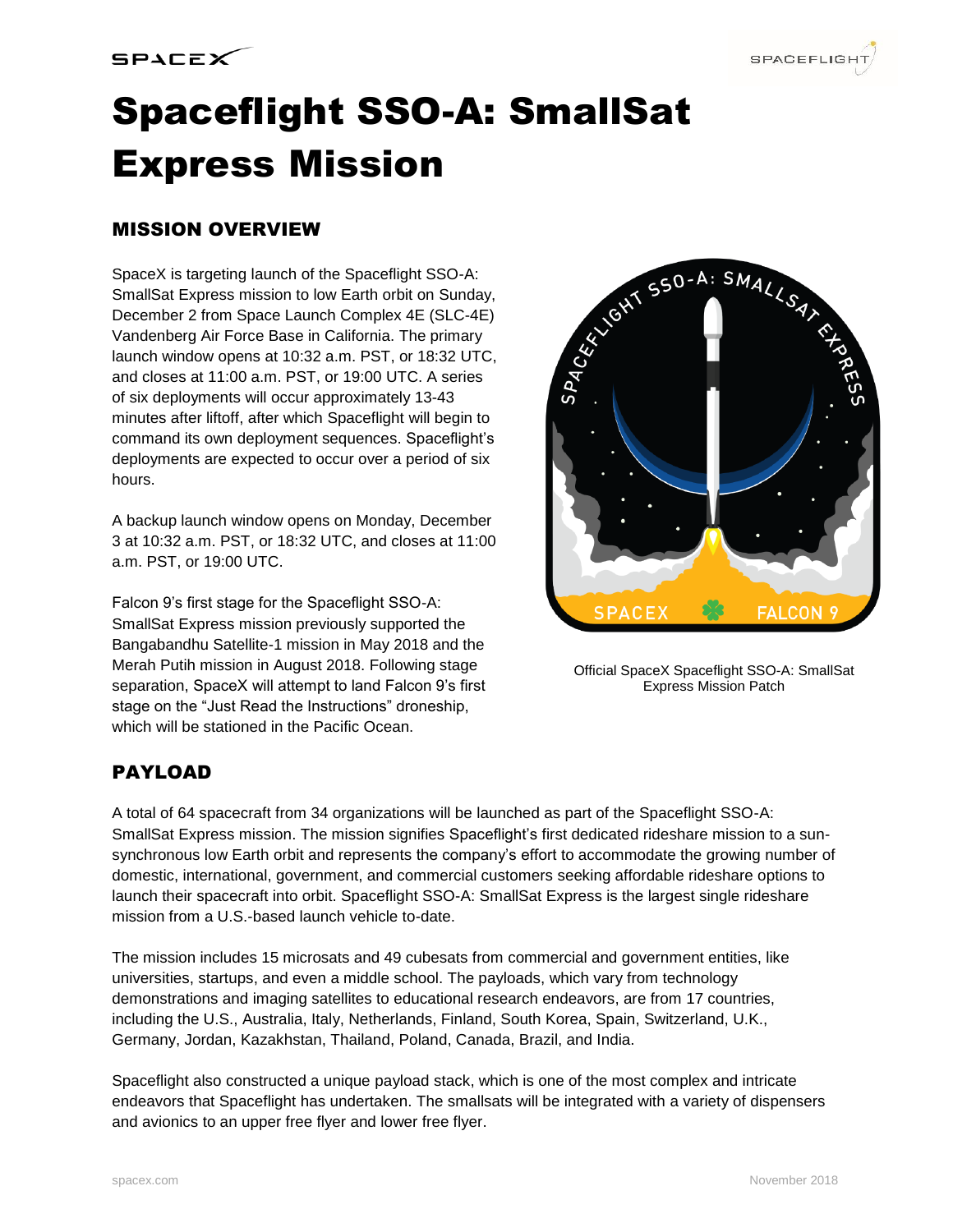# Spaceflight SSO-A: SmallSat Express Mission

## MISSION OVERVIEW

SpaceX is targeting launch of the Spaceflight SSO-A: SmallSat Express mission to low Earth orbit on Sunday, December 2 from Space Launch Complex 4E (SLC-4E) Vandenberg Air Force Base in California. The primary launch window opens at 10:32 a.m. PST, or 18:32 UTC, and closes at 11:00 a.m. PST, or 19:00 UTC. A series of six deployments will occur approximately 13-43 minutes after liftoff, after which Spaceflight will begin to command its own deployment sequences. Spaceflight's deployments are expected to occur over a period of six hours.

A backup launch window opens on Monday, December 3 at 10:32 a.m. PST, or 18:32 UTC, and closes at 11:00 a.m. PST, or 19:00 UTC.

Falcon 9's first stage for the Spaceflight SSO-A: SmallSat Express mission previously supported the Bangabandhu Satellite-1 mission in May 2018 and the Merah Putih mission in August 2018. Following stage separation, SpaceX will attempt to land Falcon 9's first stage on the "Just Read the Instructions" droneship, which will be stationed in the Pacific Ocean.

Official SpaceX Spaceflight SSO-A: SmallSat Express Mission Patch

## PAYLOAD

A total of 64 spacecraft from 34 organizations will be launched as part of the Spaceflight SSO-A: SmallSat Express mission. The mission signifies Spaceflight's first dedicated rideshare mission to a sun-synchronous low Earth orbit and represents the company's effort to accommodate the growing number of domestic, international, government, and commercial customers seeking affordable rideshare options to launch their spacecraft into orbit. Spaceflight SSO-A: SmallSat Express is the largest single rideshare mission from a U.S.-based launch vehicle to-date.

The mission includes 15 microsats and 49 cubesats from commercial and government entities, like universities, startups, and even a middle school. The payloads, which vary from technology demonstrations and imaging satellites to educational research endeavors, are from 17 countries, including the U.S., Australia, Italy, Netherlands, Finland, South Korea, Spain, Switzerland, U.K., Germany, Jordan, Kazakhstan, Thailand, Poland, Canada, Brazil, and India.

Spaceflight also constructed a unique payload stack, which is one of the most complex and intricate endeavors that Spaceflight has undertaken. The smallsats will be integrated with a variety of dispensers and avionics to an upper free flyer and lower free flyer.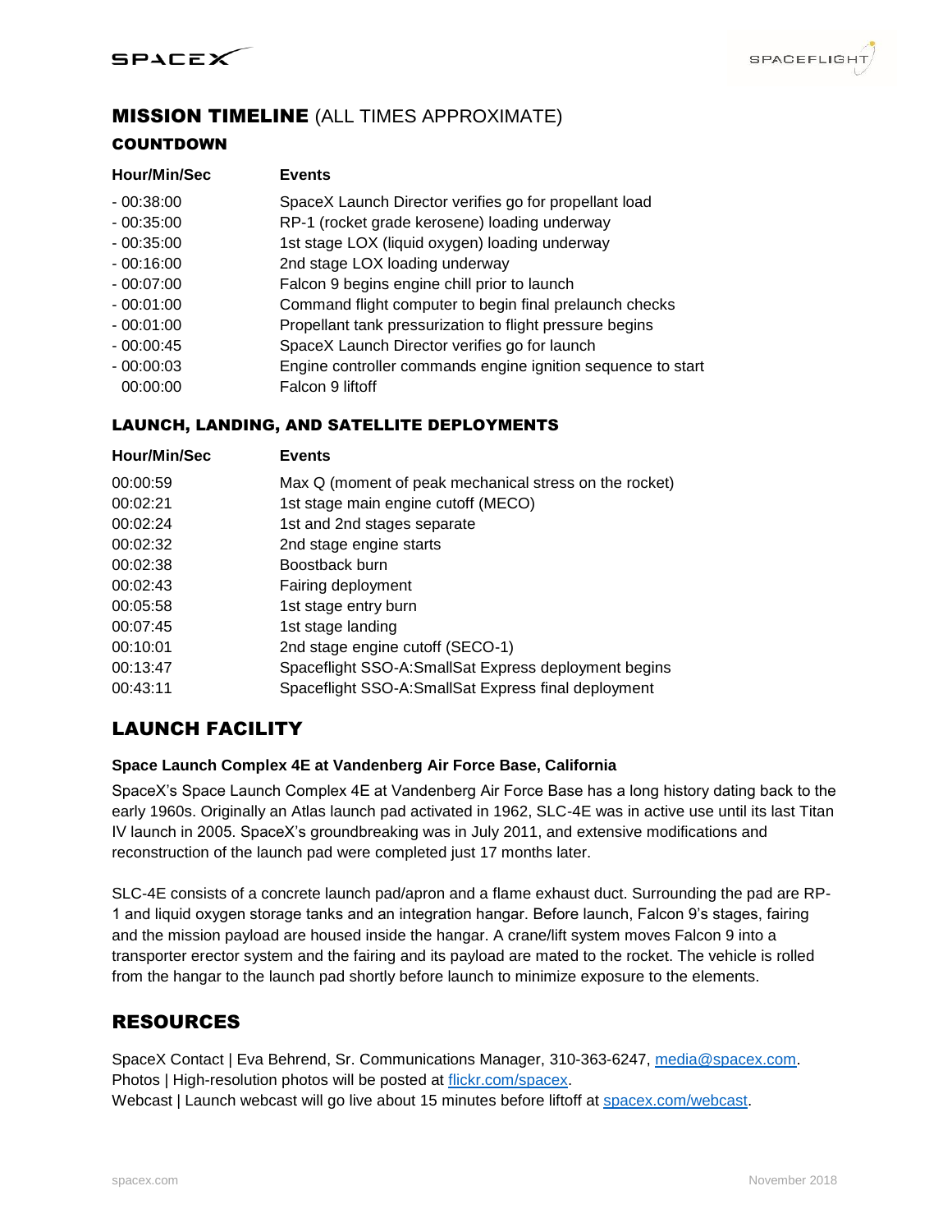## MISSION TIMELINE (ALL TIMES APPROXIMATE)

### COUNTDOWN

| Hour/Min/Sec | Events |
|---|---|
| - 00:38:00 | SpaceX Launch Director verifies go for propellant load |
| - 00:35:00 | RP-1 (rocket grade kerosene) loading underway |
| - 00:35:00 | 1st stage LOX (liquid oxygen) loading underway |
| - 00:16:00 | 2nd stage LOX loading underway |
| - 00:07:00 | Falcon 9 begins engine chill prior to launch |
| - 00:01:00 | Command flight computer to begin final prelaunch checks |
| - 00:01:00 | Propellant tank pressurization to flight pressure begins |
| - 00:00:45 | SpaceX Launch Director verifies go for launch |
| - 00:00:03 | Engine controller commands engine ignition sequence to start |
| 00:00:00 | Falcon 9 liftoff |

### LAUNCH, LANDING, AND SATELLITE DEPLOYMENTS

| Hour/Min/Sec | Events |
|---|---|
| 00:00:59 | Max Q (moment of peak mechanical stress on the rocket) |
| 00:02:21 | 1st stage main engine cutoff (MECO) |
| 00:02:24 | 1st and 2nd stages separate |
| 00:02:32 | 2nd stage engine starts |
| 00:02:38 | Boostback burn |
| 00:02:43 | Fairing deployment |
| 00:05:58 | 1st stage entry burn |
| 00:07:45 | 1st stage landing |
| 00:10:01 | 2nd stage engine cutoff (SECO-1) |
| 00:13:47 | Spaceflight SSO-A:SmallSat Express deployment begins |
| 00:43:11 | Spaceflight SSO-A:SmallSat Express final deployment |

## LAUNCH FACILITY

**Space Launch Complex 4E at Vandenberg Air Force Base, California**

SpaceX's Space Launch Complex 4E at Vandenberg Air Force Base has a long history dating back to the early 1960s. Originally an Atlas launch pad activated in 1962, SLC-4E was in active use until its last Titan IV launch in 2005. SpaceX's groundbreaking was in July 2011, and extensive modifications and reconstruction of the launch pad were completed just 17 months later.

SLC-4E consists of a concrete launch pad/apron and a flame exhaust duct. Surrounding the pad are RP-1 and liquid oxygen storage tanks and an integration hangar. Before launch, Falcon 9's stages, fairing and the mission payload are housed inside the hangar. A crane/lift system moves Falcon 9 into a transporter erector system and the fairing and its payload are mated to the rocket. The vehicle is rolled from the hangar to the launch pad shortly before launch to minimize exposure to the elements.

## RESOURCES

SpaceX Contact | Eva Behrend, Sr. Communications Manager, 310-363-6247, media@spacex.com.
Photos | High-resolution photos will be posted at flickr.com/spacex.
Webcast | Launch webcast will go live about 15 minutes before liftoff at spacex.com/webcast.